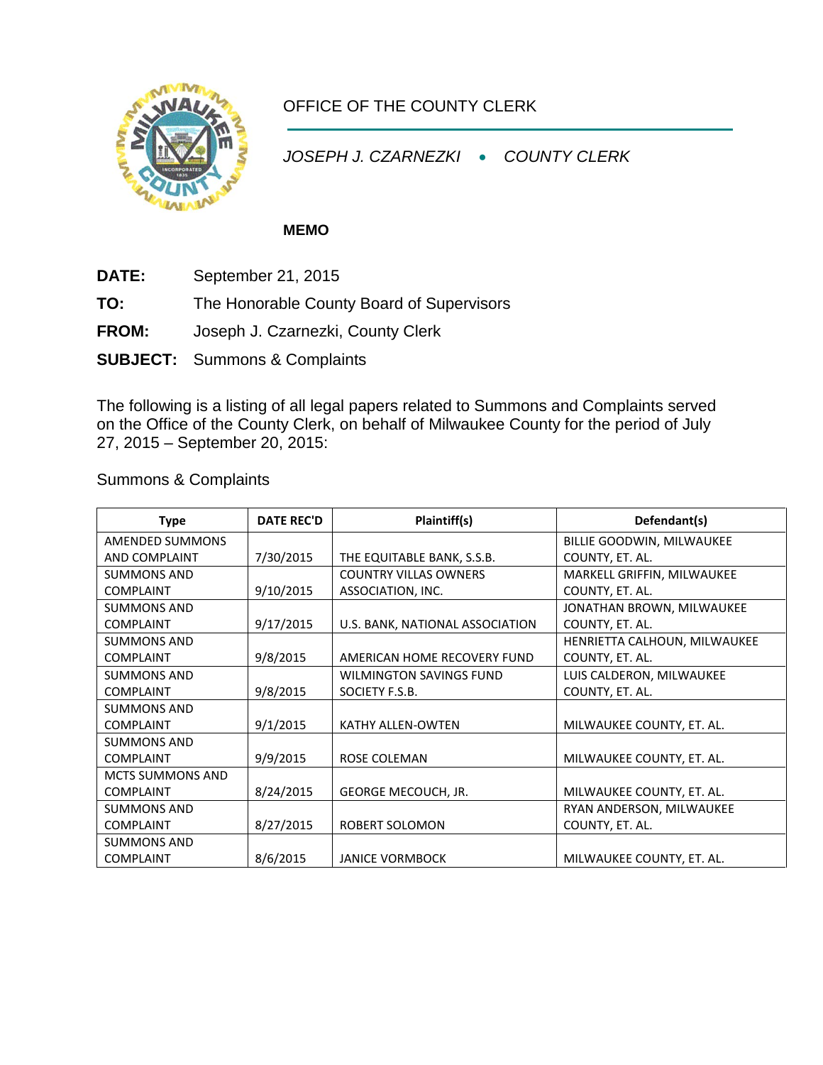OFFICE OF THE COUNTY CLERK

*JOSEPH J. CZARNEZKI • COUNTY CLERK*

**MEMO**

**DATE:** September 21, 2015

**TO:** The Honorable County Board of Supervisors

**FROM:** Joseph J. Czarnezki, County Clerk

**SUBJECT:** Summons & Complaints

The following is a listing of all legal papers related to Summons and Complaints served on the Office of the County Clerk, on behalf of Milwaukee County for the period of July 27, 2015 – September 20, 2015:

Summons & Complaints

| Type | DATE REC'D | Plaintiff(s) | Defendant(s) |
|---|---|---|---|
| AMENDED SUMMONS AND COMPLAINT | 7/30/2015 | THE EQUITABLE BANK, S.S.B. | BILLIE GOODWIN, MILWAUKEE COUNTY, ET. AL. |
| SUMMONS AND COMPLAINT | 9/10/2015 | COUNTRY VILLAS OWNERS ASSOCIATION, INC. | MARKELL GRIFFIN, MILWAUKEE COUNTY, ET. AL. |
| SUMMONS AND COMPLAINT | 9/17/2015 | U.S. BANK, NATIONAL ASSOCIATION | JONATHAN BROWN, MILWAUKEE COUNTY, ET. AL. |
| SUMMONS AND COMPLAINT | 9/8/2015 | AMERICAN HOME RECOVERY FUND | HENRIETTA CALHOUN, MILWAUKEE COUNTY, ET. AL. |
| SUMMONS AND COMPLAINT | 9/8/2015 | WILMINGTON SAVINGS FUND SOCIETY F.S.B. | LUIS CALDERON, MILWAUKEE COUNTY, ET. AL. |
| SUMMONS AND COMPLAINT | 9/1/2015 | KATHY ALLEN-OWTEN | MILWAUKEE COUNTY, ET. AL. |
| SUMMONS AND COMPLAINT | 9/9/2015 | ROSE COLEMAN | MILWAUKEE COUNTY, ET. AL. |
| MCTS SUMMONS AND COMPLAINT | 8/24/2015 | GEORGE MECOUCH, JR. | MILWAUKEE COUNTY, ET. AL. |
| SUMMONS AND COMPLAINT | 8/27/2015 | ROBERT SOLOMON | RYAN ANDERSON, MILWAUKEE COUNTY, ET. AL. |
| SUMMONS AND COMPLAINT | 8/6/2015 | JANICE VORMBOCK | MILWAUKEE COUNTY, ET. AL. |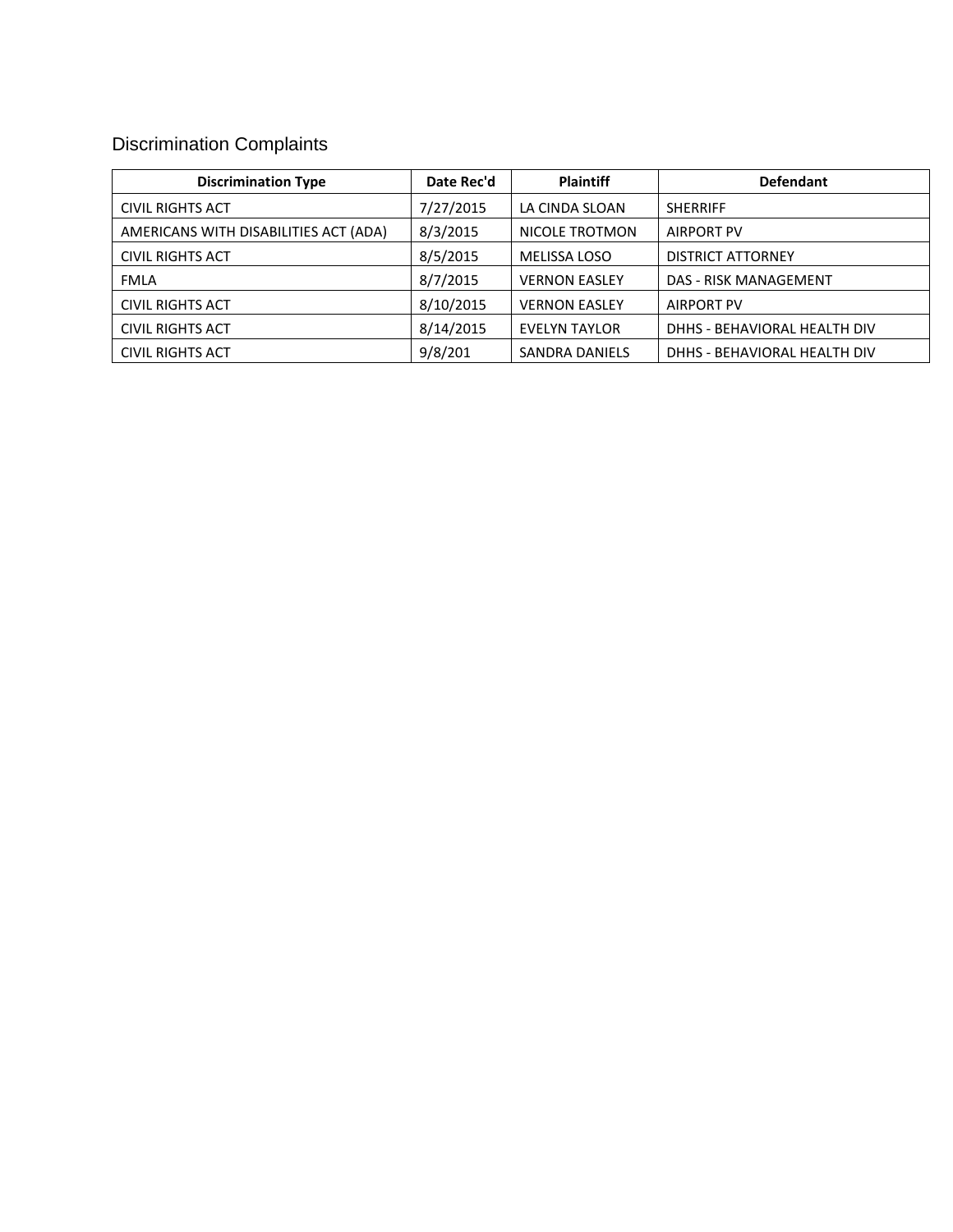Discrimination Complaints

| Discrimination Type | Date Rec'd | Plaintiff | Defendant |
|---|---|---|---|
| CIVIL RIGHTS ACT | 7/27/2015 | LA CINDA SLOAN | SHERRIFF |
| AMERICANS WITH DISABILITIES ACT (ADA) | 8/3/2015 | NICOLE TROTMON | AIRPORT PV |
| CIVIL RIGHTS ACT | 8/5/2015 | MELISSA LOSO | DISTRICT ATTORNEY |
| FMLA | 8/7/2015 | VERNON EASLEY | DAS - RISK MANAGEMENT |
| CIVIL RIGHTS ACT | 8/10/2015 | VERNON EASLEY | AIRPORT PV |
| CIVIL RIGHTS ACT | 8/14/2015 | EVELYN TAYLOR | DHHS - BEHAVIORAL HEALTH DIV |
| CIVIL RIGHTS ACT | 9/8/201 | SANDRA DANIELS | DHHS - BEHAVIORAL HEALTH DIV |